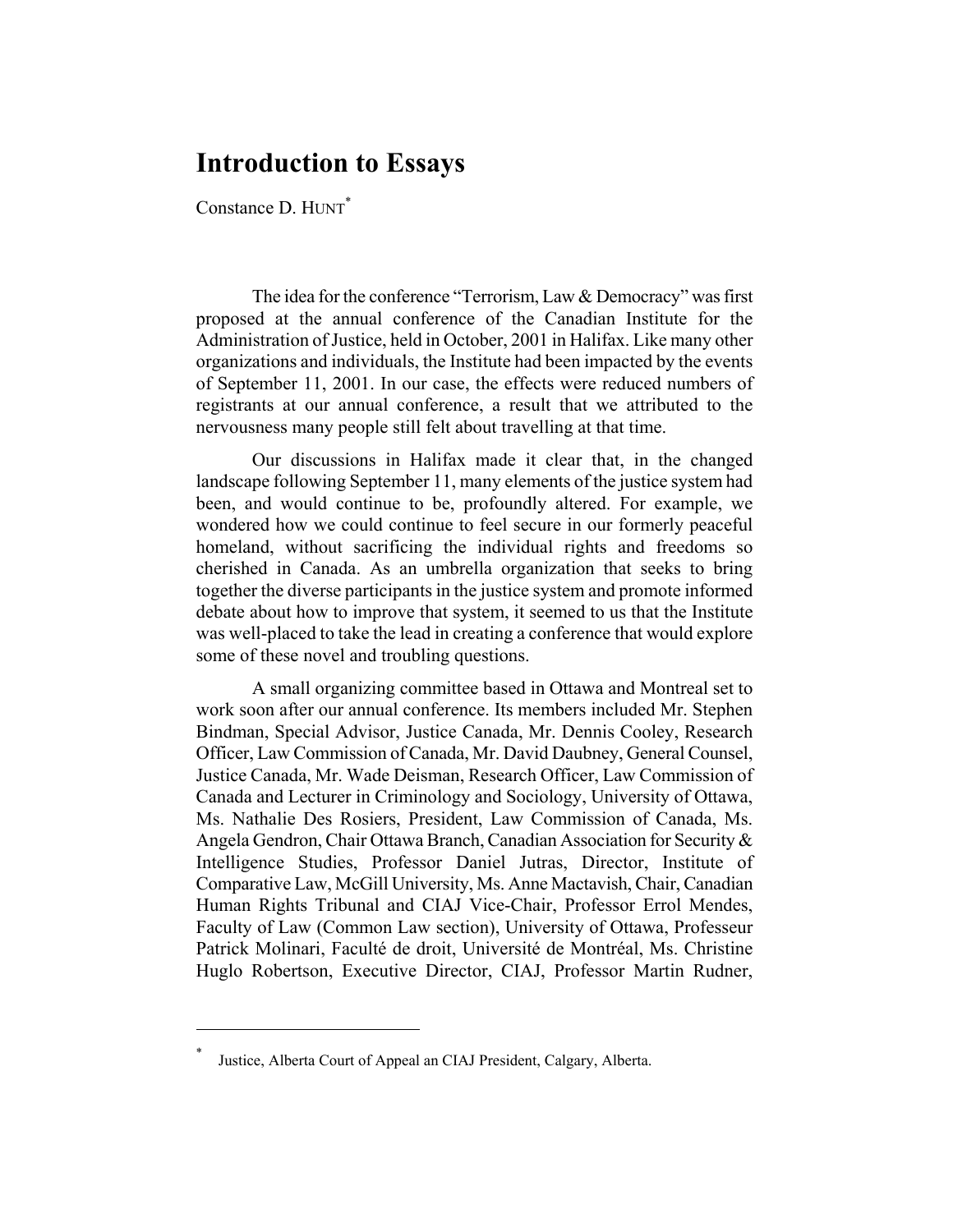# Introduction to Essays

Constance D. HUNT[*]

The idea for the conference "Terrorism, Law & Democracy" was first proposed at the annual conference of the Canadian Institute for the Administration of Justice, held in October, 2001 in Halifax. Like many other organizations and individuals, the Institute had been impacted by the events of September 11, 2001. In our case, the effects were reduced numbers of registrants at our annual conference, a result that we attributed to the nervousness many people still felt about travelling at that time.

Our discussions in Halifax made it clear that, in the changed landscape following September 11, many elements of the justice system had been, and would continue to be, profoundly altered. For example, we wondered how we could continue to feel secure in our formerly peaceful homeland, without sacrificing the individual rights and freedoms so cherished in Canada. As an umbrella organization that seeks to bring together the diverse participants in the justice system and promote informed debate about how to improve that system, it seemed to us that the Institute was well-placed to take the lead in creating a conference that would explore some of these novel and troubling questions.

A small organizing committee based in Ottawa and Montreal set to work soon after our annual conference. Its members included Mr. Stephen Bindman, Special Advisor, Justice Canada, Mr. Dennis Cooley, Research Officer, Law Commission of Canada, Mr. David Daubney, General Counsel, Justice Canada, Mr. Wade Deisman, Research Officer, Law Commission of Canada and Lecturer in Criminology and Sociology, University of Ottawa, Ms. Nathalie Des Rosiers, President, Law Commission of Canada, Ms. Angela Gendron, Chair Ottawa Branch, Canadian Association for Security & Intelligence Studies, Professor Daniel Jutras, Director, Institute of Comparative Law, McGill University, Ms. Anne Mactavish, Chair, Canadian Human Rights Tribunal and CIAJ Vice-Chair, Professor Errol Mendes, Faculty of Law (Common Law section), University of Ottawa, Professeur Patrick Molinari, Faculté de droit, Université de Montréal, Ms. Christine Huglo Robertson, Executive Director, CIAJ, Professor Martin Rudner,

[*] Justice, Alberta Court of Appeal an CIAJ President, Calgary, Alberta.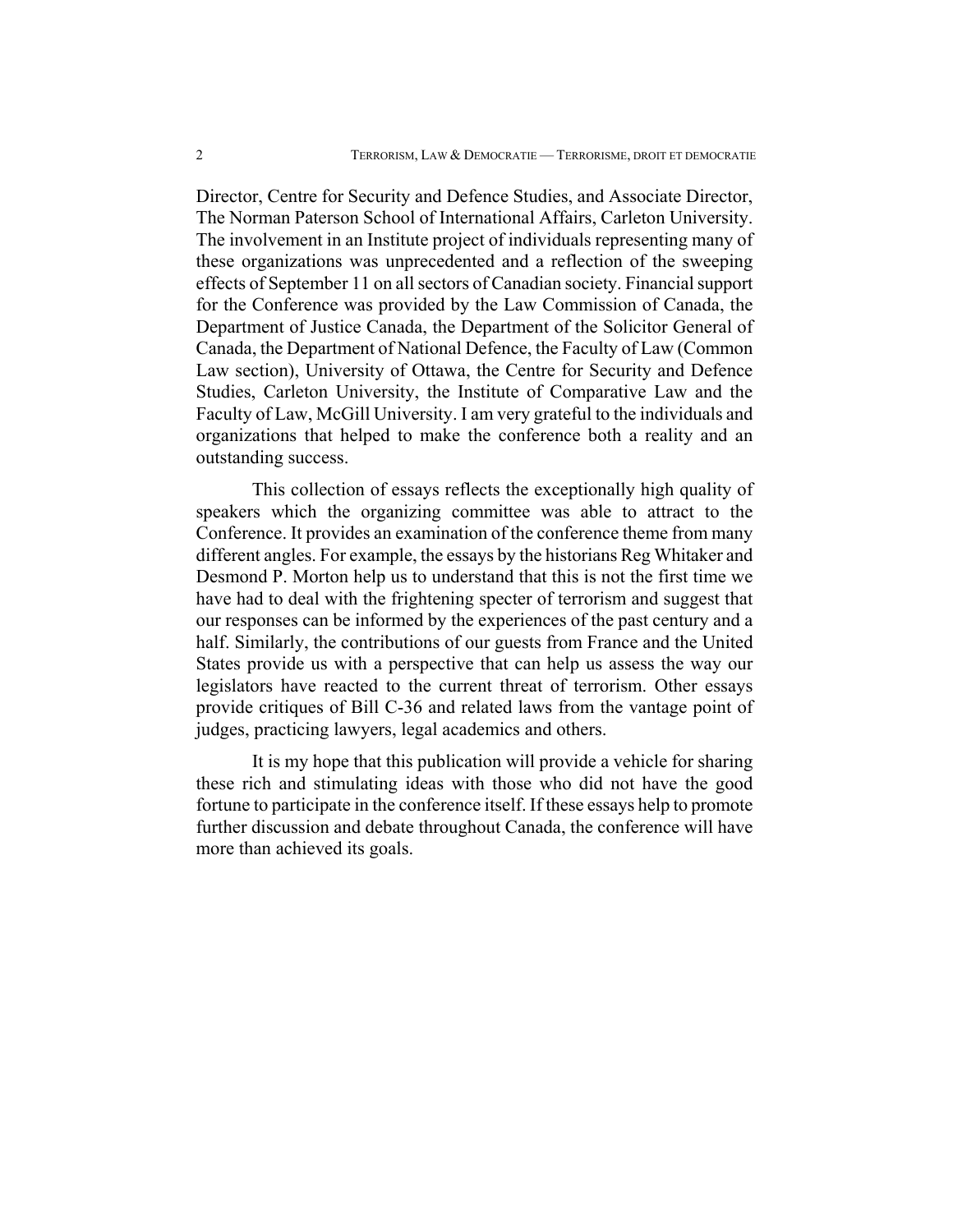Director, Centre for Security and Defence Studies, and Associate Director, The Norman Paterson School of International Affairs, Carleton University. The involvement in an Institute project of individuals representing many of these organizations was unprecedented and a reflection of the sweeping effects of September 11 on all sectors of Canadian society. Financial support for the Conference was provided by the Law Commission of Canada, the Department of Justice Canada, the Department of the Solicitor General of Canada, the Department of National Defence, the Faculty of Law (Common Law section), University of Ottawa, the Centre for Security and Defence Studies, Carleton University, the Institute of Comparative Law and the Faculty of Law, McGill University. I am very grateful to the individuals and organizations that helped to make the conference both a reality and an outstanding success.

This collection of essays reflects the exceptionally high quality of speakers which the organizing committee was able to attract to the Conference. It provides an examination of the conference theme from many different angles. For example, the essays by the historians Reg Whitaker and Desmond P. Morton help us to understand that this is not the first time we have had to deal with the frightening specter of terrorism and suggest that our responses can be informed by the experiences of the past century and a half. Similarly, the contributions of our guests from France and the United States provide us with a perspective that can help us assess the way our legislators have reacted to the current threat of terrorism. Other essays provide critiques of Bill C-36 and related laws from the vantage point of judges, practicing lawyers, legal academics and others.

It is my hope that this publication will provide a vehicle for sharing these rich and stimulating ideas with those who did not have the good fortune to participate in the conference itself. If these essays help to promote further discussion and debate throughout Canada, the conference will have more than achieved its goals.